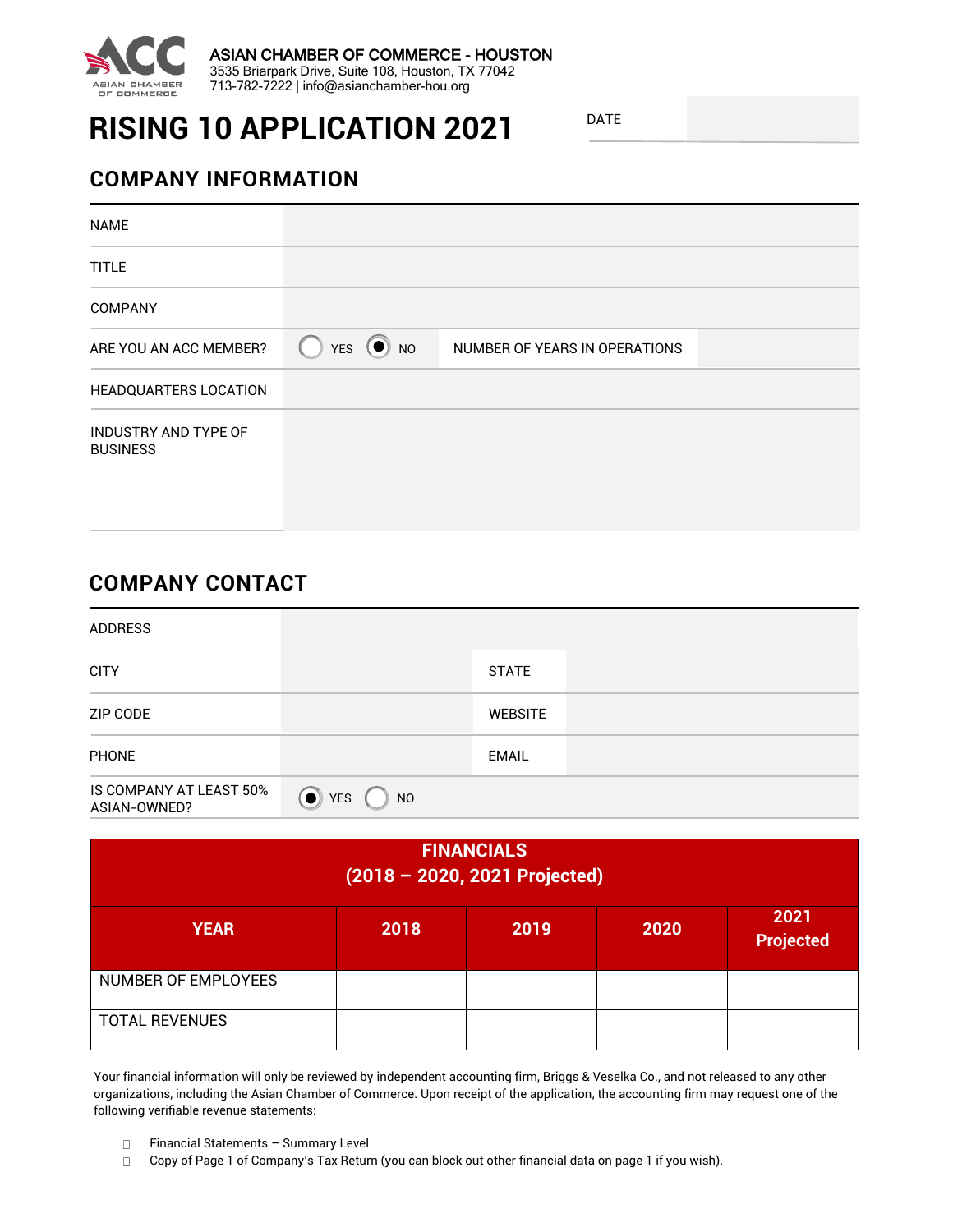ASIAN CHAMBER OF COMMERCE - HOUSTON
3535 Briarpark Drive, Suite 108, Houston, TX 77042
713-782-7222 | info@asianchamber-hou.org

# RISING 10 APPLICATION 2021

DATE

## COMPANY INFORMATION

| | | | |
|---|---|---|---|
| NAME | | | |
| TITLE | | | |
| COMPANY | | | |
| ARE YOU AN ACC MEMBER? | ○ YES ◉ NO | NUMBER OF YEARS IN OPERATIONS | |
| HEADQUARTERS LOCATION | | | |
| INDUSTRY AND TYPE OF BUSINESS | | | |

## COMPANY CONTACT

| | | | |
|---|---|---|---|
| ADDRESS | | | |
| CITY | | STATE | |
| ZIP CODE | | WEBSITE | |
| PHONE | | EMAIL | |
| IS COMPANY AT LEAST 50% ASIAN-OWNED? | ◉ YES ○ NO | | |

**FINANCIALS**
**(2018 – 2020, 2021 Projected)**

| YEAR | 2018 | 2019 | 2020 | 2021 Projected |
|---|---|---|---|---|
| NUMBER OF EMPLOYEES | | | | |
| TOTAL REVENUES | | | | |

Your financial information will only be reviewed by independent accounting firm, Briggs & Veselka Co., and not released to any other organizations, including the Asian Chamber of Commerce. Upon receipt of the application, the accounting firm may request one of the following verifiable revenue statements:

- ☐ Financial Statements – Summary Level
- ☐ Copy of Page 1 of Company's Tax Return (you can block out other financial data on page 1 if you wish).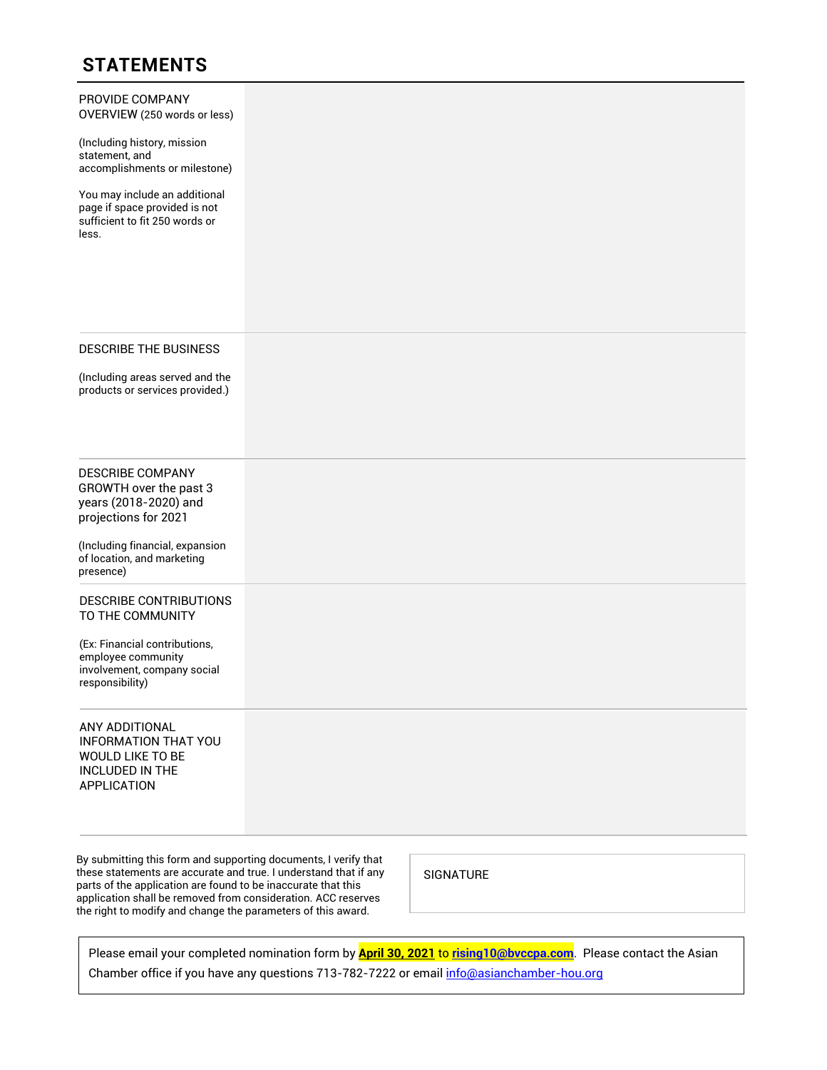## STATEMENTS

| | |
|---|---|
| PROVIDE COMPANY OVERVIEW (250 words or less)<br><br>(Including history, mission statement, and accomplishments or milestone)<br><br>You may include an additional page if space provided is not sufficient to fit 250 words or less. | |
| DESCRIBE THE BUSINESS<br><br>(Including areas served and the products or services provided.) | |
| DESCRIBE COMPANY GROWTH over the past 3 years (2018-2020) and projections for 2021<br><br>(Including financial, expansion of location, and marketing presence) | |
| DESCRIBE CONTRIBUTIONS TO THE COMMUNITY<br><br>(Ex: Financial contributions, employee community involvement, company social responsibility) | |
| ANY ADDITIONAL INFORMATION THAT YOU WOULD LIKE TO BE INCLUDED IN THE APPLICATION | |

By submitting this form and supporting documents, I verify that these statements are accurate and true. I understand that if any parts of the application are found to be inaccurate that this application shall be removed from consideration. ACC reserves the right to modify and change the parameters of this award.

SIGNATURE

Please email your completed nomination form by **April 30, 2021** to **rising10@bvccpa.com**. Please contact the Asian Chamber office if you have any questions 713-782-7222 or email info@asianchamber-hou.org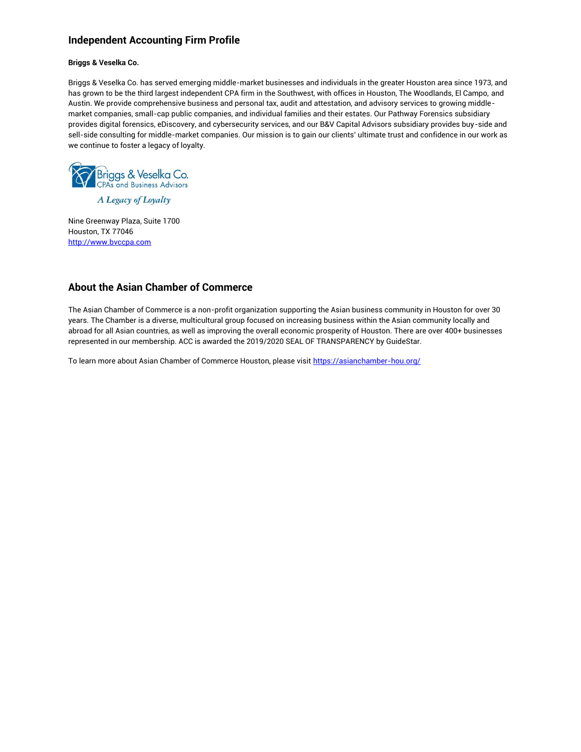## Independent Accounting Firm Profile

**Briggs & Veselka Co.**

Briggs & Veselka Co. has served emerging middle-market businesses and individuals in the greater Houston area since 1973, and has grown to be the third largest independent CPA firm in the Southwest, with offices in Houston, The Woodlands, El Campo, and Austin. We provide comprehensive business and personal tax, audit and attestation, and advisory services to growing middle-market companies, small-cap public companies, and individual families and their estates. Our Pathway Forensics subsidiary provides digital forensics, eDiscovery, and cybersecurity services, and our B&V Capital Advisors subsidiary provides buy-side and sell-side consulting for middle-market companies. Our mission is to gain our clients' ultimate trust and confidence in our work as we continue to foster a legacy of loyalty.

Briggs & Veselka Co.
CPAs and Business Advisors
*A Legacy of Loyalty*

Nine Greenway Plaza, Suite 1700
Houston, TX 77046
http://www.bvccpa.com

## About the Asian Chamber of Commerce

The Asian Chamber of Commerce is a non-profit organization supporting the Asian business community in Houston for over 30 years. The Chamber is a diverse, multicultural group focused on increasing business within the Asian community locally and abroad for all Asian countries, as well as improving the overall economic prosperity of Houston. There are over 400+ businesses represented in our membership. ACC is awarded the 2019/2020 SEAL OF TRANSPARENCY by GuideStar.

To learn more about Asian Chamber of Commerce Houston, please visit https://asianchamber-hou.org/